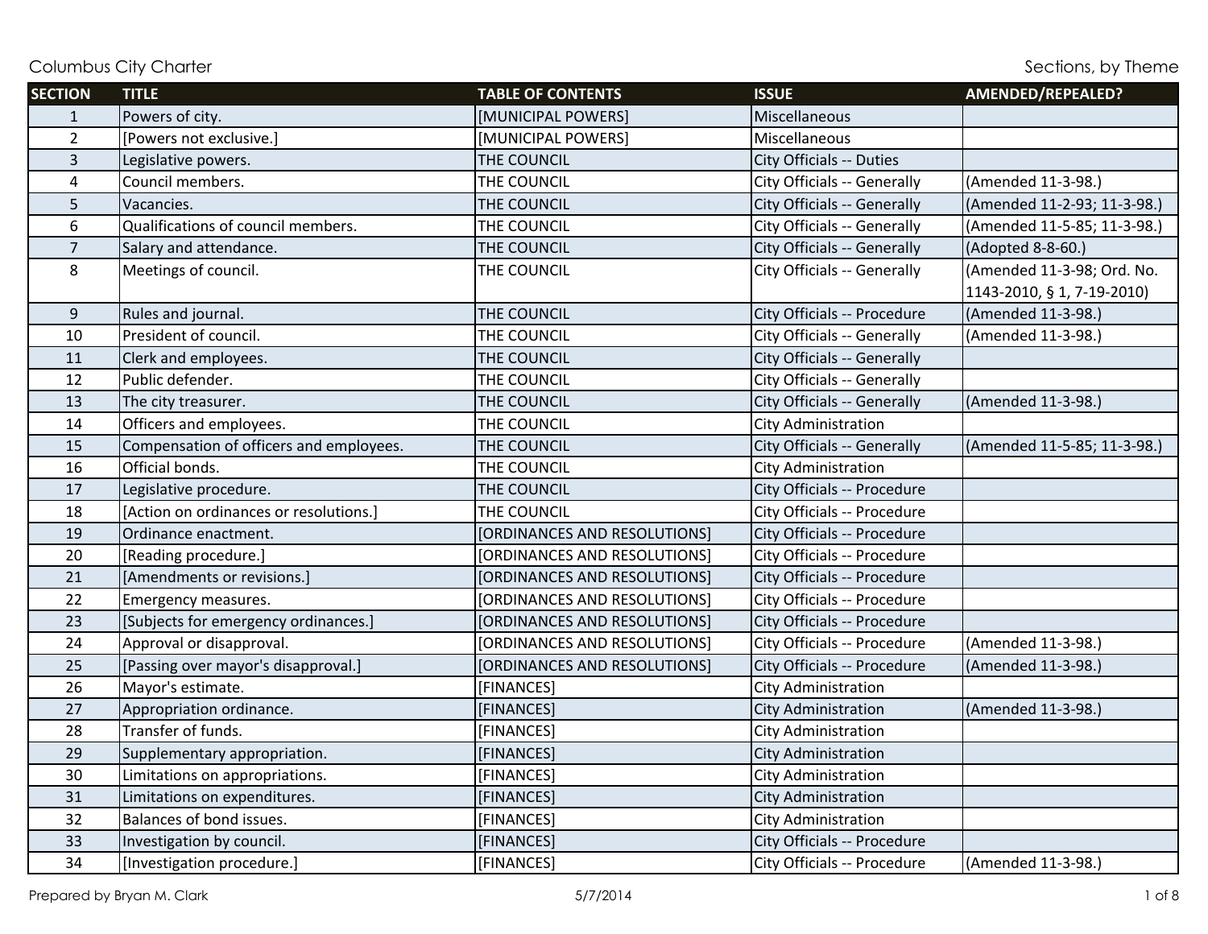Columbus City Charter

Sections, by Theme

| SECTION | TITLE | TABLE OF CONTENTS | ISSUE | AMENDED/REPEALED? |
|---|---|---|---|---|
| 1 | Powers of city. | [MUNICIPAL POWERS] | Miscellaneous | |
| 2 | [Powers not exclusive.] | [MUNICIPAL POWERS] | Miscellaneous | |
| 3 | Legislative powers. | THE COUNCIL | City Officials -- Duties | |
| 4 | Council members. | THE COUNCIL | City Officials -- Generally | (Amended 11-3-98.) |
| 5 | Vacancies. | THE COUNCIL | City Officials -- Generally | (Amended 11-2-93; 11-3-98.) |
| 6 | Qualifications of council members. | THE COUNCIL | City Officials -- Generally | (Amended 11-5-85; 11-3-98.) |
| 7 | Salary and attendance. | THE COUNCIL | City Officials -- Generally | (Adopted 8-8-60.) |
| 8 | Meetings of council. | THE COUNCIL | City Officials -- Generally | (Amended 11-3-98; Ord. No. 1143-2010, § 1, 7-19-2010) |
| 9 | Rules and journal. | THE COUNCIL | City Officials -- Procedure | (Amended 11-3-98.) |
| 10 | President of council. | THE COUNCIL | City Officials -- Generally | (Amended 11-3-98.) |
| 11 | Clerk and employees. | THE COUNCIL | City Officials -- Generally | |
| 12 | Public defender. | THE COUNCIL | City Officials -- Generally | |
| 13 | The city treasurer. | THE COUNCIL | City Officials -- Generally | (Amended 11-3-98.) |
| 14 | Officers and employees. | THE COUNCIL | City Administration | |
| 15 | Compensation of officers and employees. | THE COUNCIL | City Officials -- Generally | (Amended 11-5-85; 11-3-98.) |
| 16 | Official bonds. | THE COUNCIL | City Administration | |
| 17 | Legislative procedure. | THE COUNCIL | City Officials -- Procedure | |
| 18 | [Action on ordinances or resolutions.] | THE COUNCIL | City Officials -- Procedure | |
| 19 | Ordinance enactment. | [ORDINANCES AND RESOLUTIONS] | City Officials -- Procedure | |
| 20 | [Reading procedure.] | [ORDINANCES AND RESOLUTIONS] | City Officials -- Procedure | |
| 21 | [Amendments or revisions.] | [ORDINANCES AND RESOLUTIONS] | City Officials -- Procedure | |
| 22 | Emergency measures. | [ORDINANCES AND RESOLUTIONS] | City Officials -- Procedure | |
| 23 | [Subjects for emergency ordinances.] | [ORDINANCES AND RESOLUTIONS] | City Officials -- Procedure | |
| 24 | Approval or disapproval. | [ORDINANCES AND RESOLUTIONS] | City Officials -- Procedure | (Amended 11-3-98.) |
| 25 | [Passing over mayor's disapproval.] | [ORDINANCES AND RESOLUTIONS] | City Officials -- Procedure | (Amended 11-3-98.) |
| 26 | Mayor's estimate. | [FINANCES] | City Administration | |
| 27 | Appropriation ordinance. | [FINANCES] | City Administration | (Amended 11-3-98.) |
| 28 | Transfer of funds. | [FINANCES] | City Administration | |
| 29 | Supplementary appropriation. | [FINANCES] | City Administration | |
| 30 | Limitations on appropriations. | [FINANCES] | City Administration | |
| 31 | Limitations on expenditures. | [FINANCES] | City Administration | |
| 32 | Balances of bond issues. | [FINANCES] | City Administration | |
| 33 | Investigation by council. | [FINANCES] | City Officials -- Procedure | |
| 34 | [Investigation procedure.] | [FINANCES] | City Officials -- Procedure | (Amended 11-3-98.) |

Prepared by Bryan M. Clark 5/7/2014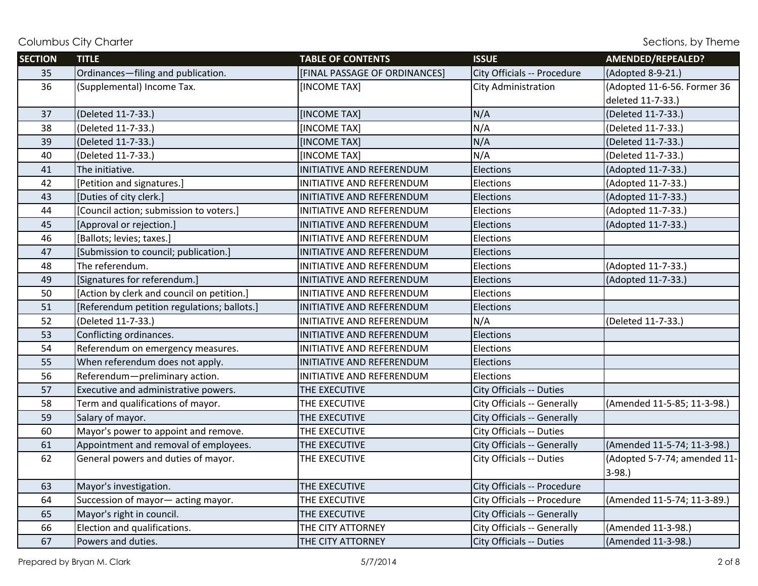| SECTION | TITLE | TABLE OF CONTENTS | ISSUE | AMENDED/REPEALED? |
|---|---|---|---|---|
| 35 | Ordinances—filing and publication. | [FINAL PASSAGE OF ORDINANCES] | City Officials -- Procedure | (Adopted 8-9-21.) |
| 36 | (Supplemental) Income Tax. | [INCOME TAX] | City Administration | (Adopted 11-6-56. Former 36 deleted 11-7-33.) |
| 37 | (Deleted 11-7-33.) | [INCOME TAX] | N/A | (Deleted 11-7-33.) |
| 38 | (Deleted 11-7-33.) | [INCOME TAX] | N/A | (Deleted 11-7-33.) |
| 39 | (Deleted 11-7-33.) | [INCOME TAX] | N/A | (Deleted 11-7-33.) |
| 40 | (Deleted 11-7-33.) | [INCOME TAX] | N/A | (Deleted 11-7-33.) |
| 41 | The initiative. | INITIATIVE AND REFERENDUM | Elections | (Adopted 11-7-33.) |
| 42 | [Petition and signatures.] | INITIATIVE AND REFERENDUM | Elections | (Adopted 11-7-33.) |
| 43 | [Duties of city clerk.] | INITIATIVE AND REFERENDUM | Elections | (Adopted 11-7-33.) |
| 44 | [Council action; submission to voters.] | INITIATIVE AND REFERENDUM | Elections | (Adopted 11-7-33.) |
| 45 | [Approval or rejection.] | INITIATIVE AND REFERENDUM | Elections | (Adopted 11-7-33.) |
| 46 | [Ballots; levies; taxes.] | INITIATIVE AND REFERENDUM | Elections | |
| 47 | [Submission to council; publication.] | INITIATIVE AND REFERENDUM | Elections | |
| 48 | The referendum. | INITIATIVE AND REFERENDUM | Elections | (Adopted 11-7-33.) |
| 49 | [Signatures for referendum.] | INITIATIVE AND REFERENDUM | Elections | (Adopted 11-7-33.) |
| 50 | [Action by clerk and council on petition.] | INITIATIVE AND REFERENDUM | Elections | |
| 51 | [Referendum petition regulations; ballots.] | INITIATIVE AND REFERENDUM | Elections | |
| 52 | (Deleted 11-7-33.) | INITIATIVE AND REFERENDUM | N/A | (Deleted 11-7-33.) |
| 53 | Conflicting ordinances. | INITIATIVE AND REFERENDUM | Elections | |
| 54 | Referendum on emergency measures. | INITIATIVE AND REFERENDUM | Elections | |
| 55 | When referendum does not apply. | INITIATIVE AND REFERENDUM | Elections | |
| 56 | Referendum—preliminary action. | INITIATIVE AND REFERENDUM | Elections | |
| 57 | Executive and administrative powers. | THE EXECUTIVE | City Officials -- Duties | |
| 58 | Term and qualifications of mayor. | THE EXECUTIVE | City Officials -- Generally | (Amended 11-5-85; 11-3-98.) |
| 59 | Salary of mayor. | THE EXECUTIVE | City Officials -- Generally | |
| 60 | Mayor's power to appoint and remove. | THE EXECUTIVE | City Officials -- Duties | |
| 61 | Appointment and removal of employees. | THE EXECUTIVE | City Officials -- Generally | (Amended 11-5-74; 11-3-98.) |
| 62 | General powers and duties of mayor. | THE EXECUTIVE | City Officials -- Duties | (Adopted 5-7-74; amended 11-3-98.) |
| 63 | Mayor's investigation. | THE EXECUTIVE | City Officials -- Procedure | |
| 64 | Succession of mayor— acting mayor. | THE EXECUTIVE | City Officials -- Procedure | (Amended 11-5-74; 11-3-89.) |
| 65 | Mayor's right in council. | THE EXECUTIVE | City Officials -- Generally | |
| 66 | Election and qualifications. | THE CITY ATTORNEY | City Officials -- Generally | (Amended 11-3-98.) |
| 67 | Powers and duties. | THE CITY ATTORNEY | City Officials -- Duties | (Amended 11-3-98.) |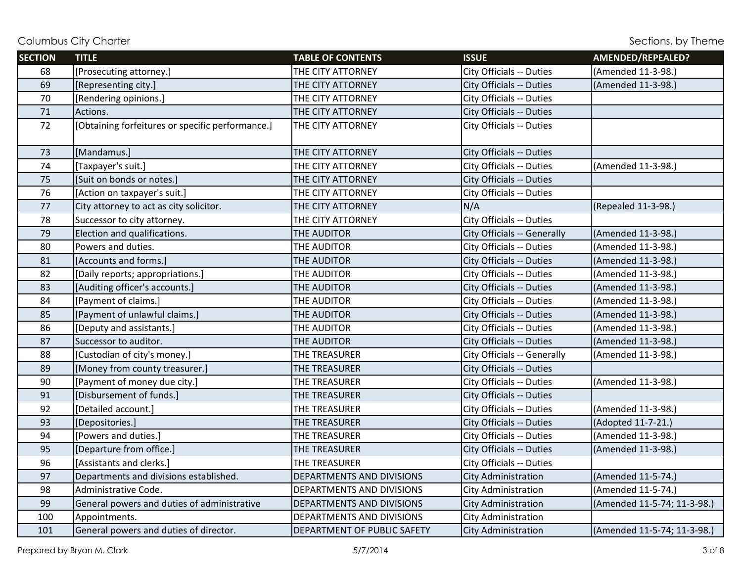| SECTION | TITLE | TABLE OF CONTENTS | ISSUE | AMENDED/REPEALED? |
|---|---|---|---|---|
| 68 | [Prosecuting attorney.] | THE CITY ATTORNEY | City Officials -- Duties | (Amended 11-3-98.) |
| 69 | [Representing city.] | THE CITY ATTORNEY | City Officials -- Duties | (Amended 11-3-98.) |
| 70 | [Rendering opinions.] | THE CITY ATTORNEY | City Officials -- Duties | |
| 71 | Actions. | THE CITY ATTORNEY | City Officials -- Duties | |
| 72 | [Obtaining forfeitures or specific performance.] | THE CITY ATTORNEY | City Officials -- Duties | |
| 73 | [Mandamus.] | THE CITY ATTORNEY | City Officials -- Duties | |
| 74 | [Taxpayer's suit.] | THE CITY ATTORNEY | City Officials -- Duties | (Amended 11-3-98.) |
| 75 | [Suit on bonds or notes.] | THE CITY ATTORNEY | City Officials -- Duties | |
| 76 | [Action on taxpayer's suit.] | THE CITY ATTORNEY | City Officials -- Duties | |
| 77 | City attorney to act as city solicitor. | THE CITY ATTORNEY | N/A | (Repealed 11-3-98.) |
| 78 | Successor to city attorney. | THE CITY ATTORNEY | City Officials -- Duties | |
| 79 | Election and qualifications. | THE AUDITOR | City Officials -- Generally | (Amended 11-3-98.) |
| 80 | Powers and duties. | THE AUDITOR | City Officials -- Duties | (Amended 11-3-98.) |
| 81 | [Accounts and forms.] | THE AUDITOR | City Officials -- Duties | (Amended 11-3-98.) |
| 82 | [Daily reports; appropriations.] | THE AUDITOR | City Officials -- Duties | (Amended 11-3-98.) |
| 83 | [Auditing officer's accounts.] | THE AUDITOR | City Officials -- Duties | (Amended 11-3-98.) |
| 84 | [Payment of claims.] | THE AUDITOR | City Officials -- Duties | (Amended 11-3-98.) |
| 85 | [Payment of unlawful claims.] | THE AUDITOR | City Officials -- Duties | (Amended 11-3-98.) |
| 86 | [Deputy and assistants.] | THE AUDITOR | City Officials -- Duties | (Amended 11-3-98.) |
| 87 | Successor to auditor. | THE AUDITOR | City Officials -- Duties | (Amended 11-3-98.) |
| 88 | [Custodian of city's money.] | THE TREASURER | City Officials -- Generally | (Amended 11-3-98.) |
| 89 | [Money from county treasurer.] | THE TREASURER | City Officials -- Duties | |
| 90 | [Payment of money due city.] | THE TREASURER | City Officials -- Duties | (Amended 11-3-98.) |
| 91 | [Disbursement of funds.] | THE TREASURER | City Officials -- Duties | |
| 92 | [Detailed account.] | THE TREASURER | City Officials -- Duties | (Amended 11-3-98.) |
| 93 | [Depositories.] | THE TREASURER | City Officials -- Duties | (Adopted 11-7-21.) |
| 94 | [Powers and duties.] | THE TREASURER | City Officials -- Duties | (Amended 11-3-98.) |
| 95 | [Departure from office.] | THE TREASURER | City Officials -- Duties | (Amended 11-3-98.) |
| 96 | [Assistants and clerks.] | THE TREASURER | City Officials -- Duties | |
| 97 | Departments and divisions established. | DEPARTMENTS AND DIVISIONS | City Administration | (Amended 11-5-74.) |
| 98 | Administrative Code. | DEPARTMENTS AND DIVISIONS | City Administration | (Amended 11-5-74.) |
| 99 | General powers and duties of administrative | DEPARTMENTS AND DIVISIONS | City Administration | (Amended 11-5-74; 11-3-98.) |
| 100 | Appointments. | DEPARTMENTS AND DIVISIONS | City Administration | |
| 101 | General powers and duties of director. | DEPARTMENT OF PUBLIC SAFETY | City Administration | (Amended 11-5-74; 11-3-98.) |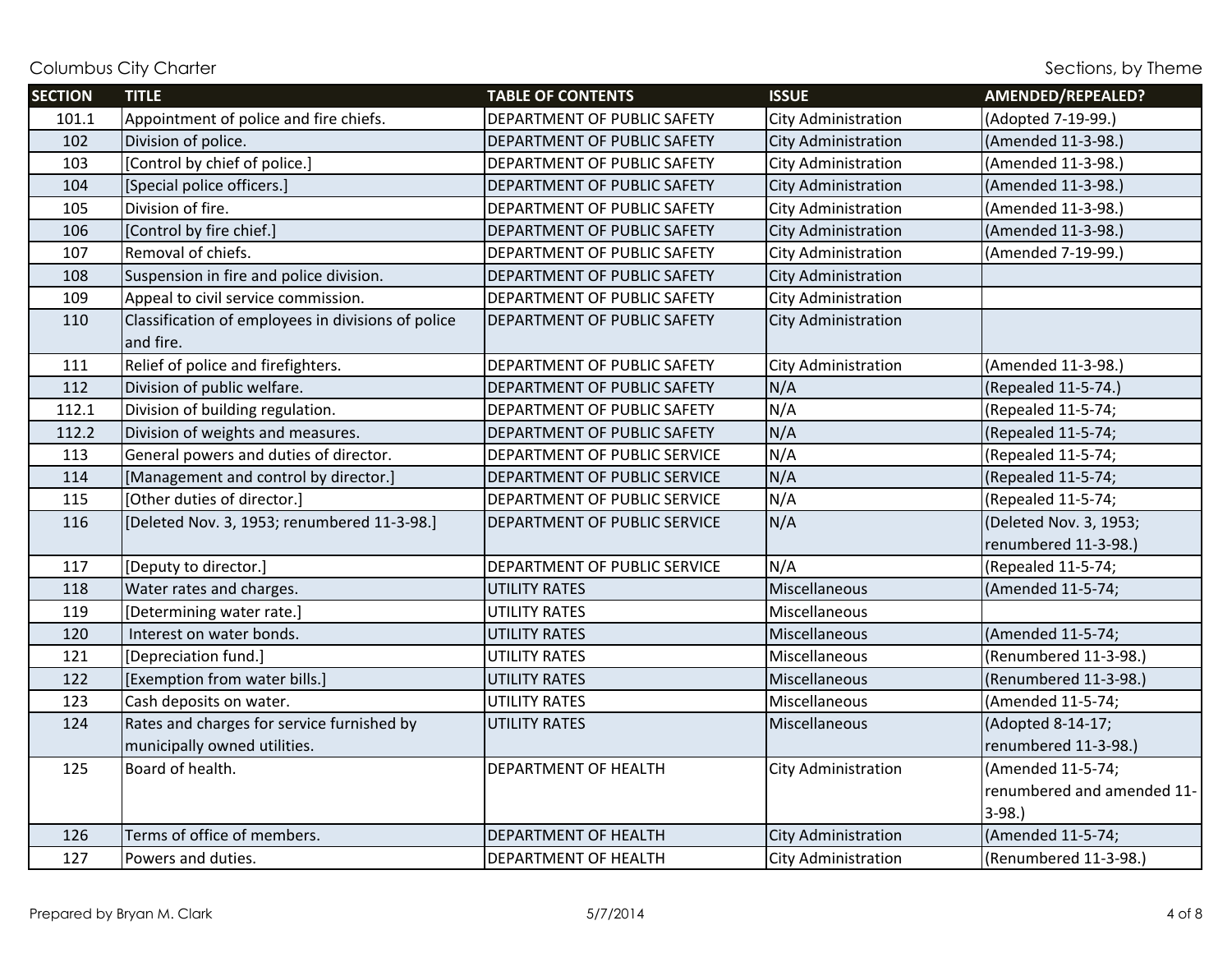| SECTION | TITLE | TABLE OF CONTENTS | ISSUE | AMENDED/REPEALED? |
|---|---|---|---|---|
| 101.1 | Appointment of police and fire chiefs. | DEPARTMENT OF PUBLIC SAFETY | City Administration | (Adopted 7-19-99.) |
| 102 | Division of police. | DEPARTMENT OF PUBLIC SAFETY | City Administration | (Amended 11-3-98.) |
| 103 | [Control by chief of police.] | DEPARTMENT OF PUBLIC SAFETY | City Administration | (Amended 11-3-98.) |
| 104 | [Special police officers.] | DEPARTMENT OF PUBLIC SAFETY | City Administration | (Amended 11-3-98.) |
| 105 | Division of fire. | DEPARTMENT OF PUBLIC SAFETY | City Administration | (Amended 11-3-98.) |
| 106 | [Control by fire chief.] | DEPARTMENT OF PUBLIC SAFETY | City Administration | (Amended 11-3-98.) |
| 107 | Removal of chiefs. | DEPARTMENT OF PUBLIC SAFETY | City Administration | (Amended 7-19-99.) |
| 108 | Suspension in fire and police division. | DEPARTMENT OF PUBLIC SAFETY | City Administration | |
| 109 | Appeal to civil service commission. | DEPARTMENT OF PUBLIC SAFETY | City Administration | |
| 110 | Classification of employees in divisions of police and fire. | DEPARTMENT OF PUBLIC SAFETY | City Administration | |
| 111 | Relief of police and firefighters. | DEPARTMENT OF PUBLIC SAFETY | City Administration | (Amended 11-3-98.) |
| 112 | Division of public welfare. | DEPARTMENT OF PUBLIC SAFETY | N/A | (Repealed 11-5-74.) |
| 112.1 | Division of building regulation. | DEPARTMENT OF PUBLIC SAFETY | N/A | (Repealed 11-5-74; |
| 112.2 | Division of weights and measures. | DEPARTMENT OF PUBLIC SAFETY | N/A | (Repealed 11-5-74; |
| 113 | General powers and duties of director. | DEPARTMENT OF PUBLIC SERVICE | N/A | (Repealed 11-5-74; |
| 114 | [Management and control by director.] | DEPARTMENT OF PUBLIC SERVICE | N/A | (Repealed 11-5-74; |
| 115 | [Other duties of director.] | DEPARTMENT OF PUBLIC SERVICE | N/A | (Repealed 11-5-74; |
| 116 | [Deleted Nov. 3, 1953; renumbered 11-3-98.] | DEPARTMENT OF PUBLIC SERVICE | N/A | (Deleted Nov. 3, 1953; renumbered 11-3-98.) |
| 117 | [Deputy to director.] | DEPARTMENT OF PUBLIC SERVICE | N/A | (Repealed 11-5-74; |
| 118 | Water rates and charges. | UTILITY RATES | Miscellaneous | (Amended 11-5-74; |
| 119 | [Determining water rate.] | UTILITY RATES | Miscellaneous | |
| 120 | Interest on water bonds. | UTILITY RATES | Miscellaneous | (Amended 11-5-74; |
| 121 | [Depreciation fund.] | UTILITY RATES | Miscellaneous | (Renumbered 11-3-98.) |
| 122 | [Exemption from water bills.] | UTILITY RATES | Miscellaneous | (Renumbered 11-3-98.) |
| 123 | Cash deposits on water. | UTILITY RATES | Miscellaneous | (Amended 11-5-74; |
| 124 | Rates and charges for service furnished by municipally owned utilities. | UTILITY RATES | Miscellaneous | (Adopted 8-14-17; renumbered 11-3-98.) |
| 125 | Board of health. | DEPARTMENT OF HEALTH | City Administration | (Amended 11-5-74; renumbered and amended 11-3-98.) |
| 126 | Terms of office of members. | DEPARTMENT OF HEALTH | City Administration | (Amended 11-5-74; |
| 127 | Powers and duties. | DEPARTMENT OF HEALTH | City Administration | (Renumbered 11-3-98.) |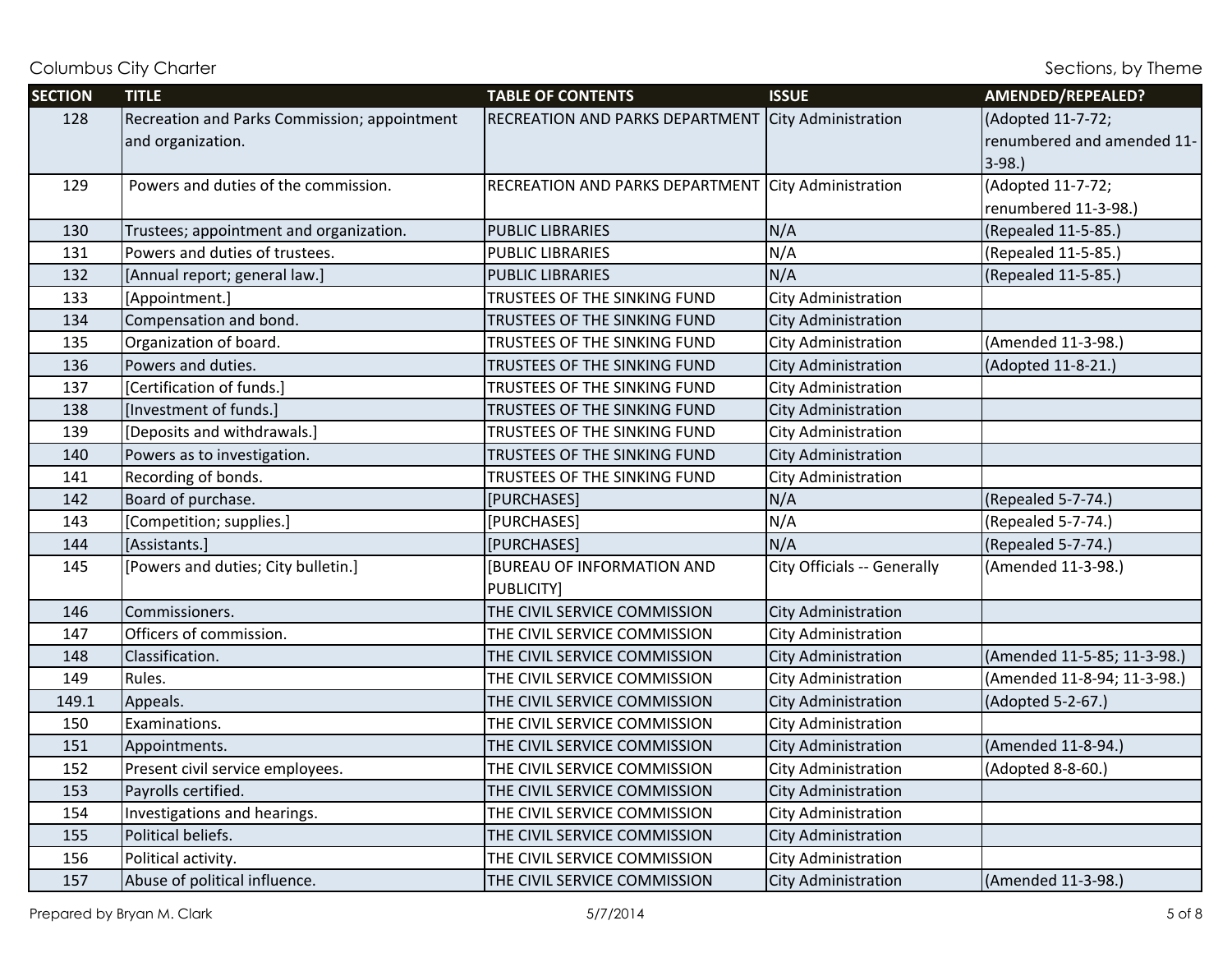| SECTION | TITLE | TABLE OF CONTENTS | ISSUE | AMENDED/REPEALED? |
|---|---|---|---|---|
| 128 | Recreation and Parks Commission; appointment and organization. | RECREATION AND PARKS DEPARTMENT | City Administration | (Adopted 11-7-72; renumbered and amended 11-3-98.) |
| 129 | Powers and duties of the commission. | RECREATION AND PARKS DEPARTMENT | City Administration | (Adopted 11-7-72; renumbered 11-3-98.) |
| 130 | Trustees; appointment and organization. | PUBLIC LIBRARIES | N/A | (Repealed 11-5-85.) |
| 131 | Powers and duties of trustees. | PUBLIC LIBRARIES | N/A | (Repealed 11-5-85.) |
| 132 | [Annual report; general law.] | PUBLIC LIBRARIES | N/A | (Repealed 11-5-85.) |
| 133 | [Appointment.] | TRUSTEES OF THE SINKING FUND | City Administration | |
| 134 | Compensation and bond. | TRUSTEES OF THE SINKING FUND | City Administration | |
| 135 | Organization of board. | TRUSTEES OF THE SINKING FUND | City Administration | (Amended 11-3-98.) |
| 136 | Powers and duties. | TRUSTEES OF THE SINKING FUND | City Administration | (Adopted 11-8-21.) |
| 137 | [Certification of funds.] | TRUSTEES OF THE SINKING FUND | City Administration | |
| 138 | [Investment of funds.] | TRUSTEES OF THE SINKING FUND | City Administration | |
| 139 | [Deposits and withdrawals.] | TRUSTEES OF THE SINKING FUND | City Administration | |
| 140 | Powers as to investigation. | TRUSTEES OF THE SINKING FUND | City Administration | |
| 141 | Recording of bonds. | TRUSTEES OF THE SINKING FUND | City Administration | |
| 142 | Board of purchase. | [PURCHASES] | N/A | (Repealed 5-7-74.) |
| 143 | [Competition; supplies.] | [PURCHASES] | N/A | (Repealed 5-7-74.) |
| 144 | [Assistants.] | [PURCHASES] | N/A | (Repealed 5-7-74.) |
| 145 | [Powers and duties; City bulletin.] | [BUREAU OF INFORMATION AND PUBLICITY] | City Officials -- Generally | (Amended 11-3-98.) |
| 146 | Commissioners. | THE CIVIL SERVICE COMMISSION | City Administration | |
| 147 | Officers of commission. | THE CIVIL SERVICE COMMISSION | City Administration | |
| 148 | Classification. | THE CIVIL SERVICE COMMISSION | City Administration | (Amended 11-5-85; 11-3-98.) |
| 149 | Rules. | THE CIVIL SERVICE COMMISSION | City Administration | (Amended 11-8-94; 11-3-98.) |
| 149.1 | Appeals. | THE CIVIL SERVICE COMMISSION | City Administration | (Adopted 5-2-67.) |
| 150 | Examinations. | THE CIVIL SERVICE COMMISSION | City Administration | |
| 151 | Appointments. | THE CIVIL SERVICE COMMISSION | City Administration | (Amended 11-8-94.) |
| 152 | Present civil service employees. | THE CIVIL SERVICE COMMISSION | City Administration | (Adopted 8-8-60.) |
| 153 | Payrolls certified. | THE CIVIL SERVICE COMMISSION | City Administration | |
| 154 | Investigations and hearings. | THE CIVIL SERVICE COMMISSION | City Administration | |
| 155 | Political beliefs. | THE CIVIL SERVICE COMMISSION | City Administration | |
| 156 | Political activity. | THE CIVIL SERVICE COMMISSION | City Administration | |
| 157 | Abuse of political influence. | THE CIVIL SERVICE COMMISSION | City Administration | (Amended 11-3-98.) |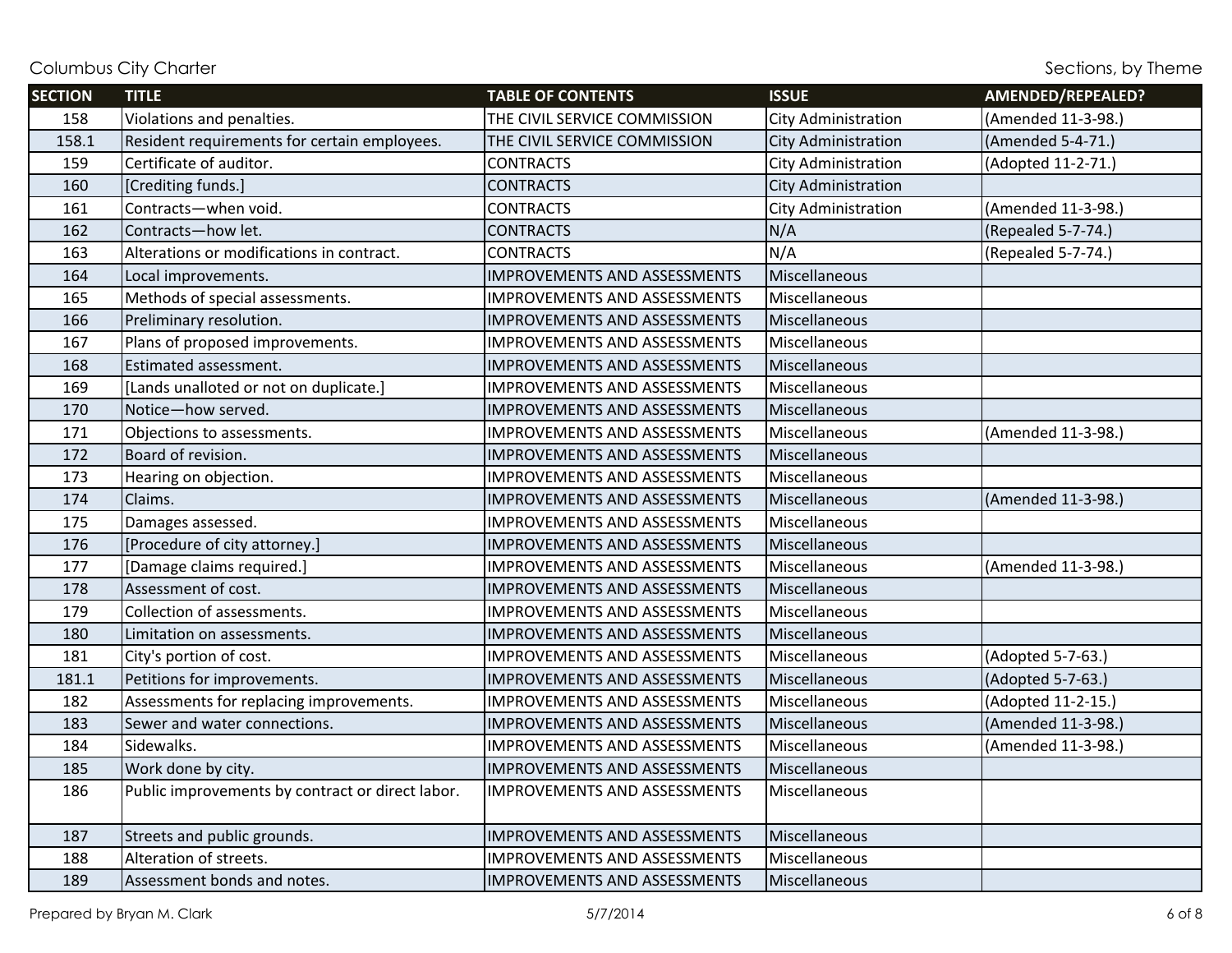| SECTION | TITLE | TABLE OF CONTENTS | ISSUE | AMENDED/REPEALED? |
|---|---|---|---|---|
| 158 | Violations and penalties. | THE CIVIL SERVICE COMMISSION | City Administration | (Amended 11-3-98.) |
| 158.1 | Resident requirements for certain employees. | THE CIVIL SERVICE COMMISSION | City Administration | (Amended 5-4-71.) |
| 159 | Certificate of auditor. | CONTRACTS | City Administration | (Adopted 11-2-71.) |
| 160 | [Crediting funds.] | CONTRACTS | City Administration | |
| 161 | Contracts—when void. | CONTRACTS | City Administration | (Amended 11-3-98.) |
| 162 | Contracts—how let. | CONTRACTS | N/A | (Repealed 5-7-74.) |
| 163 | Alterations or modifications in contract. | CONTRACTS | N/A | (Repealed 5-7-74.) |
| 164 | Local improvements. | IMPROVEMENTS AND ASSESSMENTS | Miscellaneous | |
| 165 | Methods of special assessments. | IMPROVEMENTS AND ASSESSMENTS | Miscellaneous | |
| 166 | Preliminary resolution. | IMPROVEMENTS AND ASSESSMENTS | Miscellaneous | |
| 167 | Plans of proposed improvements. | IMPROVEMENTS AND ASSESSMENTS | Miscellaneous | |
| 168 | Estimated assessment. | IMPROVEMENTS AND ASSESSMENTS | Miscellaneous | |
| 169 | [Lands unalloted or not on duplicate.] | IMPROVEMENTS AND ASSESSMENTS | Miscellaneous | |
| 170 | Notice—how served. | IMPROVEMENTS AND ASSESSMENTS | Miscellaneous | |
| 171 | Objections to assessments. | IMPROVEMENTS AND ASSESSMENTS | Miscellaneous | (Amended 11-3-98.) |
| 172 | Board of revision. | IMPROVEMENTS AND ASSESSMENTS | Miscellaneous | |
| 173 | Hearing on objection. | IMPROVEMENTS AND ASSESSMENTS | Miscellaneous | |
| 174 | Claims. | IMPROVEMENTS AND ASSESSMENTS | Miscellaneous | (Amended 11-3-98.) |
| 175 | Damages assessed. | IMPROVEMENTS AND ASSESSMENTS | Miscellaneous | |
| 176 | [Procedure of city attorney.] | IMPROVEMENTS AND ASSESSMENTS | Miscellaneous | |
| 177 | [Damage claims required.] | IMPROVEMENTS AND ASSESSMENTS | Miscellaneous | (Amended 11-3-98.) |
| 178 | Assessment of cost. | IMPROVEMENTS AND ASSESSMENTS | Miscellaneous | |
| 179 | Collection of assessments. | IMPROVEMENTS AND ASSESSMENTS | Miscellaneous | |
| 180 | Limitation on assessments. | IMPROVEMENTS AND ASSESSMENTS | Miscellaneous | |
| 181 | City's portion of cost. | IMPROVEMENTS AND ASSESSMENTS | Miscellaneous | (Adopted 5-7-63.) |
| 181.1 | Petitions for improvements. | IMPROVEMENTS AND ASSESSMENTS | Miscellaneous | (Adopted 5-7-63.) |
| 182 | Assessments for replacing improvements. | IMPROVEMENTS AND ASSESSMENTS | Miscellaneous | (Adopted 11-2-15.) |
| 183 | Sewer and water connections. | IMPROVEMENTS AND ASSESSMENTS | Miscellaneous | (Amended 11-3-98.) |
| 184 | Sidewalks. | IMPROVEMENTS AND ASSESSMENTS | Miscellaneous | (Amended 11-3-98.) |
| 185 | Work done by city. | IMPROVEMENTS AND ASSESSMENTS | Miscellaneous | |
| 186 | Public improvements by contract or direct labor. | IMPROVEMENTS AND ASSESSMENTS | Miscellaneous | |
| 187 | Streets and public grounds. | IMPROVEMENTS AND ASSESSMENTS | Miscellaneous | |
| 188 | Alteration of streets. | IMPROVEMENTS AND ASSESSMENTS | Miscellaneous | |
| 189 | Assessment bonds and notes. | IMPROVEMENTS AND ASSESSMENTS | Miscellaneous | |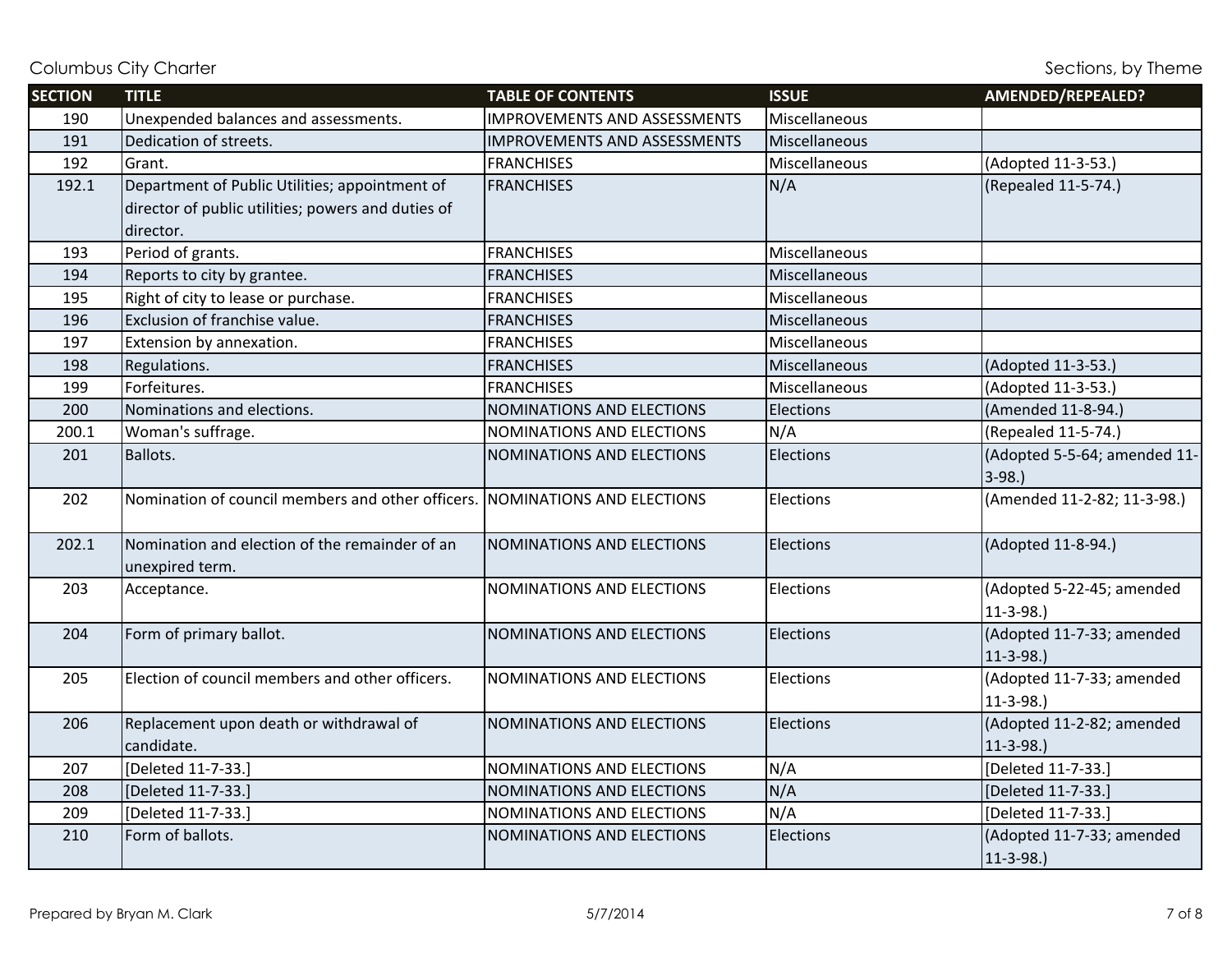| SECTION | TITLE | TABLE OF CONTENTS | ISSUE | AMENDED/REPEALED? |
|---|---|---|---|---|
| 190 | Unexpended balances and assessments. | IMPROVEMENTS AND ASSESSMENTS | Miscellaneous | |
| 191 | Dedication of streets. | IMPROVEMENTS AND ASSESSMENTS | Miscellaneous | |
| 192 | Grant. | FRANCHISES | Miscellaneous | (Adopted 11-3-53.) |
| 192.1 | Department of Public Utilities; appointment of director of public utilities; powers and duties of director. | FRANCHISES | N/A | (Repealed 11-5-74.) |
| 193 | Period of grants. | FRANCHISES | Miscellaneous | |
| 194 | Reports to city by grantee. | FRANCHISES | Miscellaneous | |
| 195 | Right of city to lease or purchase. | FRANCHISES | Miscellaneous | |
| 196 | Exclusion of franchise value. | FRANCHISES | Miscellaneous | |
| 197 | Extension by annexation. | FRANCHISES | Miscellaneous | |
| 198 | Regulations. | FRANCHISES | Miscellaneous | (Adopted 11-3-53.) |
| 199 | Forfeitures. | FRANCHISES | Miscellaneous | (Adopted 11-3-53.) |
| 200 | Nominations and elections. | NOMINATIONS AND ELECTIONS | Elections | (Amended 11-8-94.) |
| 200.1 | Woman's suffrage. | NOMINATIONS AND ELECTIONS | N/A | (Repealed 11-5-74.) |
| 201 | Ballots. | NOMINATIONS AND ELECTIONS | Elections | (Adopted 5-5-64; amended 11-3-98.) |
| 202 | Nomination of council members and other officers. | NOMINATIONS AND ELECTIONS | Elections | (Amended 11-2-82; 11-3-98.) |
| 202.1 | Nomination and election of the remainder of an unexpired term. | NOMINATIONS AND ELECTIONS | Elections | (Adopted 11-8-94.) |
| 203 | Acceptance. | NOMINATIONS AND ELECTIONS | Elections | (Adopted 5-22-45; amended 11-3-98.) |
| 204 | Form of primary ballot. | NOMINATIONS AND ELECTIONS | Elections | (Adopted 11-7-33; amended 11-3-98.) |
| 205 | Election of council members and other officers. | NOMINATIONS AND ELECTIONS | Elections | (Adopted 11-7-33; amended 11-3-98.) |
| 206 | Replacement upon death or withdrawal of candidate. | NOMINATIONS AND ELECTIONS | Elections | (Adopted 11-2-82; amended 11-3-98.) |
| 207 | [Deleted 11-7-33.] | NOMINATIONS AND ELECTIONS | N/A | [Deleted 11-7-33.] |
| 208 | [Deleted 11-7-33.] | NOMINATIONS AND ELECTIONS | N/A | [Deleted 11-7-33.] |
| 209 | [Deleted 11-7-33.] | NOMINATIONS AND ELECTIONS | N/A | [Deleted 11-7-33.] |
| 210 | Form of ballots. | NOMINATIONS AND ELECTIONS | Elections | (Adopted 11-7-33; amended 11-3-98.) |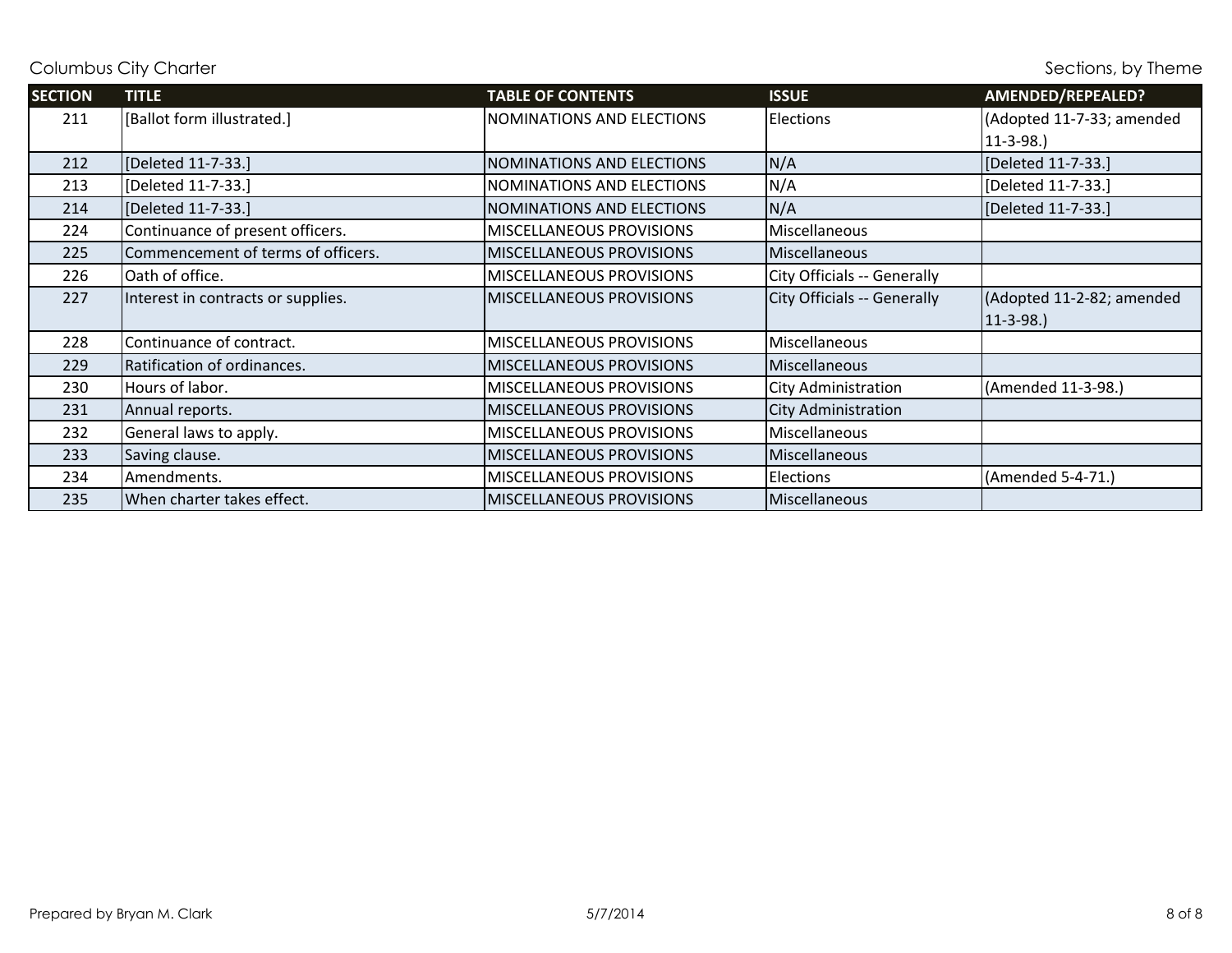| SECTION | TITLE | TABLE OF CONTENTS | ISSUE | AMENDED/REPEALED? |
|---|---|---|---|---|
| 211 | [Ballot form illustrated.] | NOMINATIONS AND ELECTIONS | Elections | (Adopted 11-7-33; amended 11-3-98.) |
| 212 | [Deleted 11-7-33.] | NOMINATIONS AND ELECTIONS | N/A | [Deleted 11-7-33.] |
| 213 | [Deleted 11-7-33.] | NOMINATIONS AND ELECTIONS | N/A | [Deleted 11-7-33.] |
| 214 | [Deleted 11-7-33.] | NOMINATIONS AND ELECTIONS | N/A | [Deleted 11-7-33.] |
| 224 | Continuance of present officers. | MISCELLANEOUS PROVISIONS | Miscellaneous | |
| 225 | Commencement of terms of officers. | MISCELLANEOUS PROVISIONS | Miscellaneous | |
| 226 | Oath of office. | MISCELLANEOUS PROVISIONS | City Officials -- Generally | |
| 227 | Interest in contracts or supplies. | MISCELLANEOUS PROVISIONS | City Officials -- Generally | (Adopted 11-2-82; amended 11-3-98.) |
| 228 | Continuance of contract. | MISCELLANEOUS PROVISIONS | Miscellaneous | |
| 229 | Ratification of ordinances. | MISCELLANEOUS PROVISIONS | Miscellaneous | |
| 230 | Hours of labor. | MISCELLANEOUS PROVISIONS | City Administration | (Amended 11-3-98.) |
| 231 | Annual reports. | MISCELLANEOUS PROVISIONS | City Administration | |
| 232 | General laws to apply. | MISCELLANEOUS PROVISIONS | Miscellaneous | |
| 233 | Saving clause. | MISCELLANEOUS PROVISIONS | Miscellaneous | |
| 234 | Amendments. | MISCELLANEOUS PROVISIONS | Elections | (Amended 5-4-71.) |
| 235 | When charter takes effect. | MISCELLANEOUS PROVISIONS | Miscellaneous | |